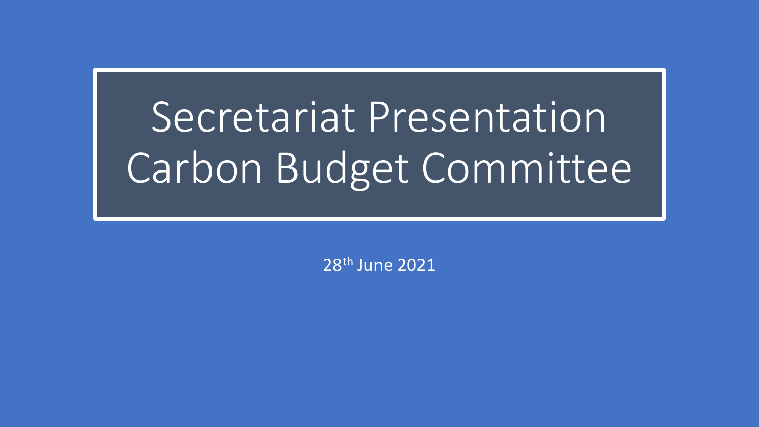# Secretariat Presentation Carbon Budget Committee

28th June 2021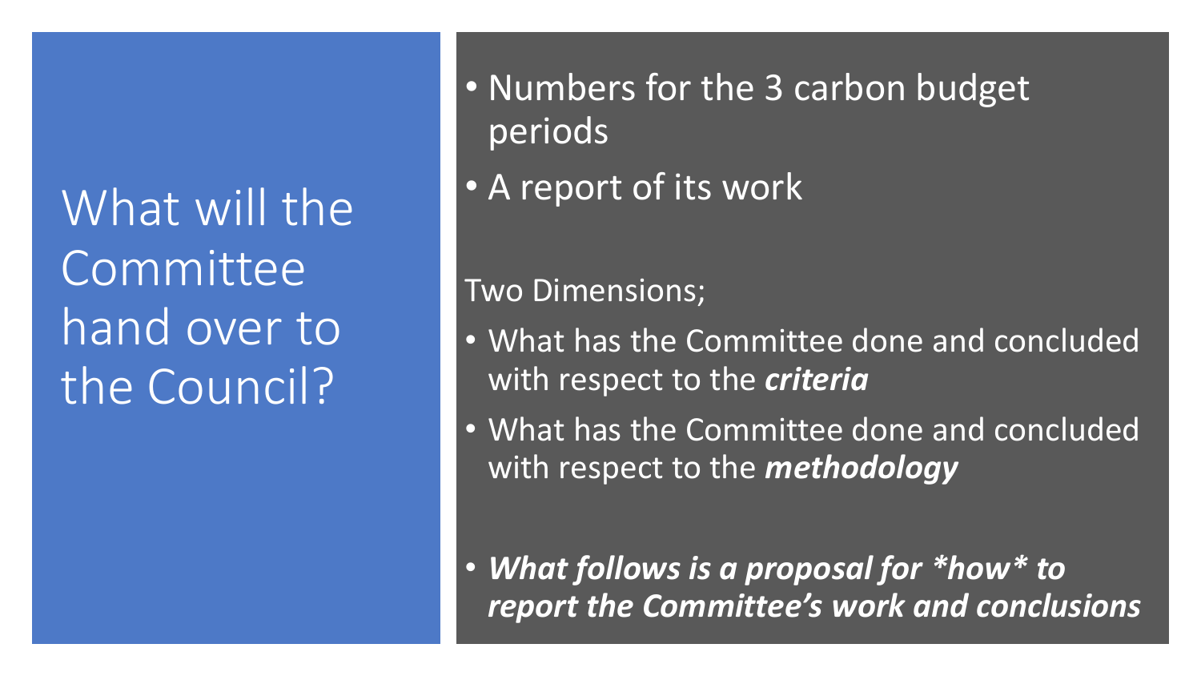# What will the Committee hand over to the Council?

- Numbers for the 3 carbon budget periods
- A report of its work

Two Dimensions;

- What has the Committee done and concluded with respect to the ***criteria***
- What has the Committee done and concluded with respect to the ***methodology***

- ***What follows is a proposal for *how* to report the Committee's work and conclusions***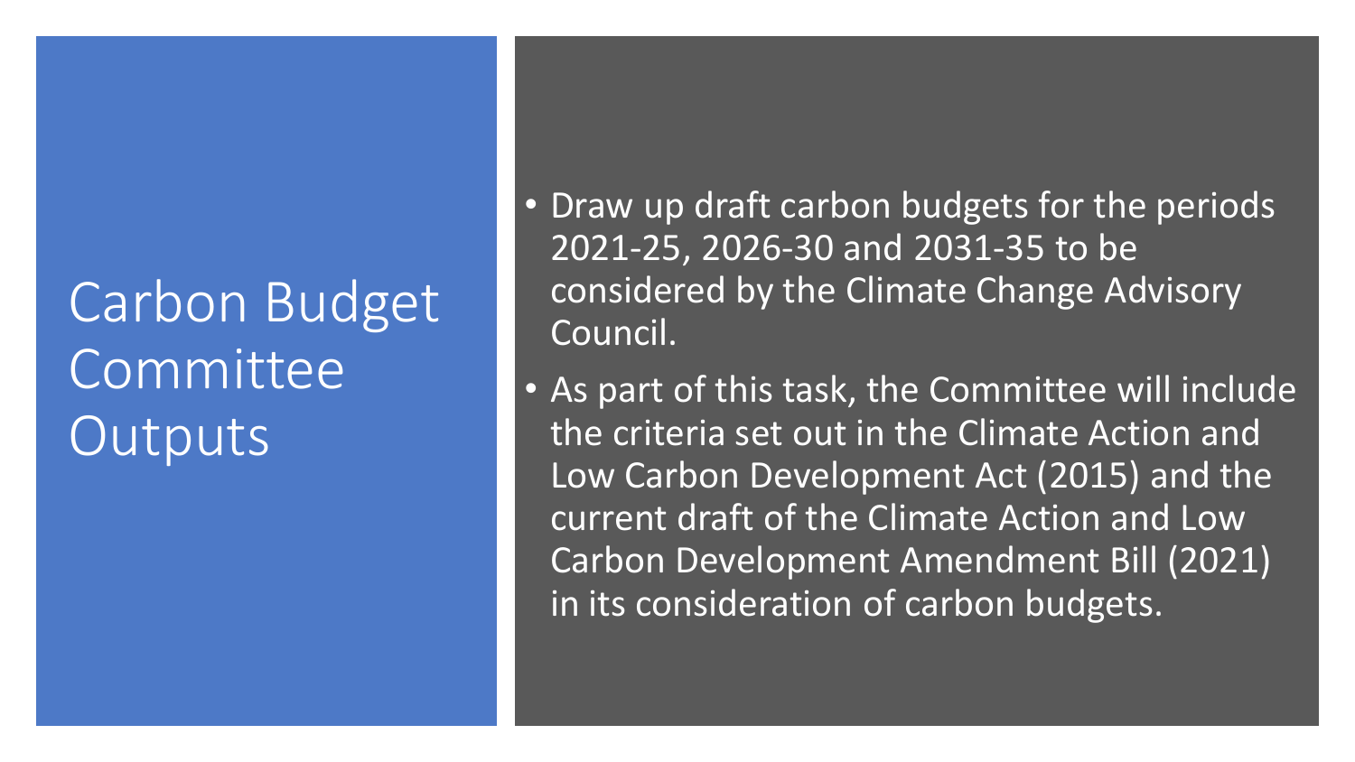# Carbon Budget Committee Outputs

- Draw up draft carbon budgets for the periods 2021-25, 2026-30 and 2031-35 to be considered by the Climate Change Advisory Council.
- As part of this task, the Committee will include the criteria set out in the Climate Action and Low Carbon Development Act (2015) and the current draft of the Climate Action and Low Carbon Development Amendment Bill (2021) in its consideration of carbon budgets.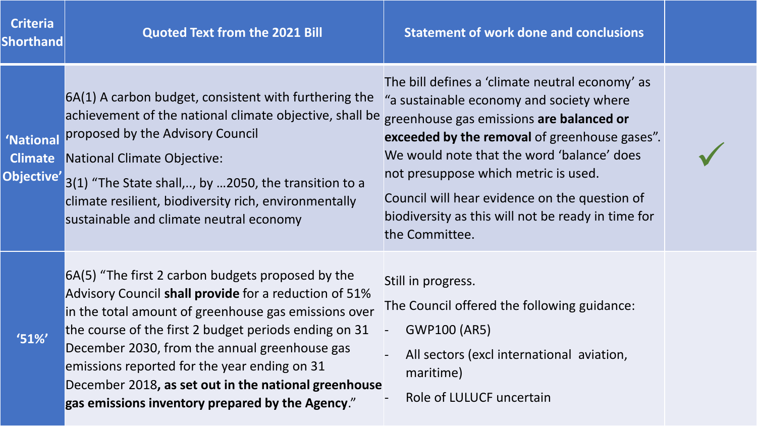| Criteria Shorthand | Quoted Text from the 2021 Bill | Statement of work done and conclusions | |
|---|---|---|---|
| 'National Climate Objective' | 6A(1) A carbon budget, consistent with furthering the achievement of the national climate objective, shall be proposed by the Advisory Council<br><br>National Climate Objective:<br><br>3(1) "The State shall,.., by …2050, the transition to a climate resilient, biodiversity rich, environmentally sustainable and climate neutral economy | The bill defines a 'climate neutral economy' as "a sustainable economy and society where greenhouse gas emissions **are balanced or exceeded by the removal** of greenhouse gases". We would note that the word 'balance' does not presuppose which metric is used.<br><br>Council will hear evidence on the question of biodiversity as this will not be ready in time for the Committee. | ✓ |
| '51%' | 6A(5) "The first 2 carbon budgets proposed by the Advisory Council **shall provide** for a reduction of 51% in the total amount of greenhouse gas emissions over the course of the first 2 budget periods ending on 31 December 2030, from the annual greenhouse gas emissions reported for the year ending on 31 December 2018**, as set out in the national greenhouse gas emissions inventory prepared by the Agency**." | Still in progress.<br><br>The Council offered the following guidance:<br>- GWP100 (AR5)<br>- All sectors (excl international aviation, maritime)<br>- Role of LULUCF uncertain | |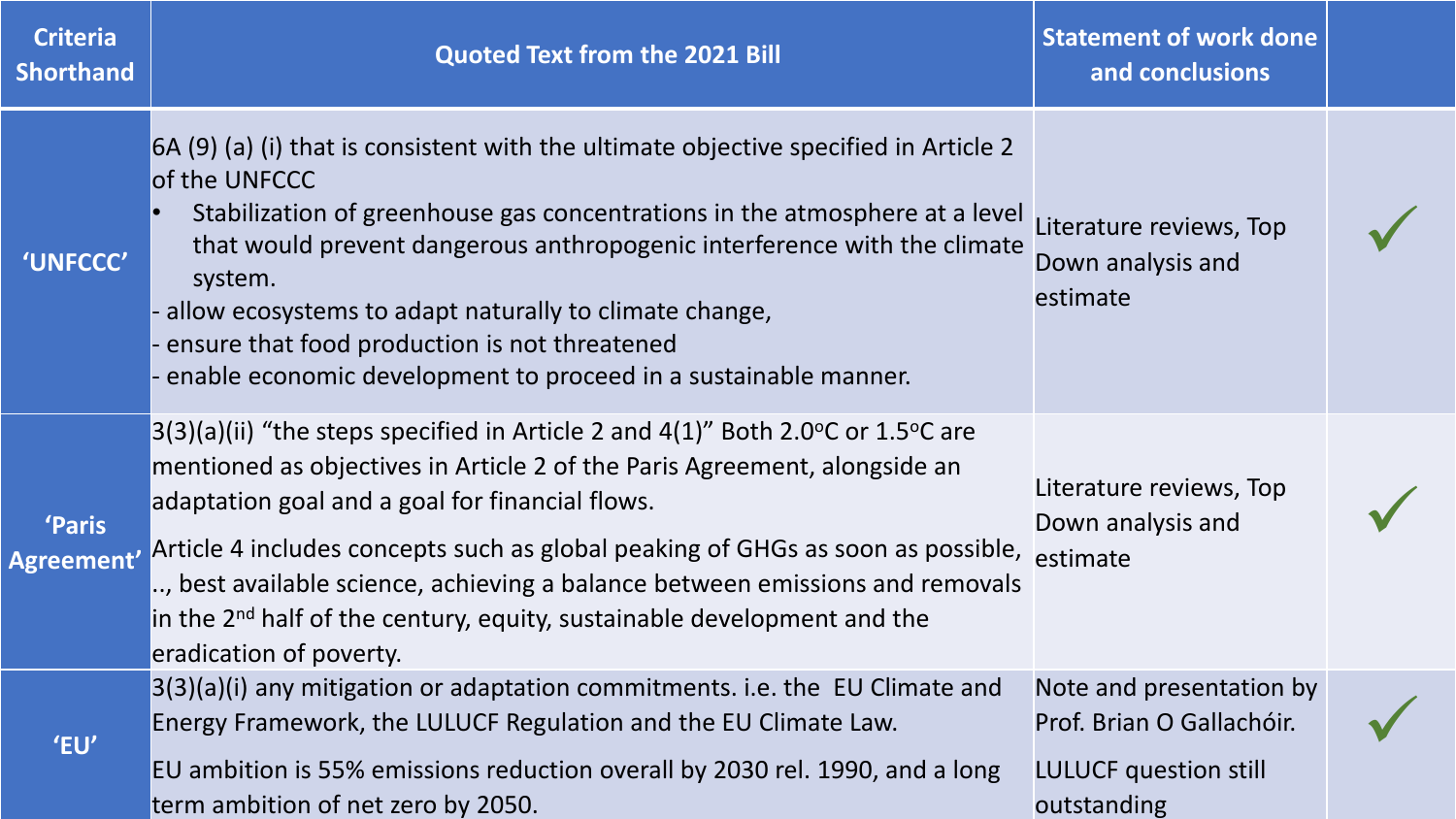| Criteria Shorthand | Quoted Text from the 2021 Bill | Statement of work done and conclusions | |
|---|---|---|---|
| 'UNFCCC' | 6A (9) (a) (i) that is consistent with the ultimate objective specified in Article 2 of the UNFCCC<br>• Stabilization of greenhouse gas concentrations in the atmosphere at a level that would prevent dangerous anthropogenic interference with the climate system.<br>- allow ecosystems to adapt naturally to climate change,<br>- ensure that food production is not threatened<br>- enable economic development to proceed in a sustainable manner. | Literature reviews, Top Down analysis and estimate | ✓ |
| 'Paris Agreement' | 3(3)(a)(ii) "the steps specified in Article 2 and 4(1)" Both 2.0°C or 1.5°C are mentioned as objectives in Article 2 of the Paris Agreement, alongside an adaptation goal and a goal for financial flows.<br>Article 4 includes concepts such as global peaking of GHGs as soon as possible, .., best available science, achieving a balance between emissions and removals in the 2nd half of the century, equity, sustainable development and the eradication of poverty. | Literature reviews, Top Down analysis and estimate | ✓ |
| 'EU' | 3(3)(a)(i) any mitigation or adaptation commitments. i.e. the EU Climate and Energy Framework, the LULUCF Regulation and the EU Climate Law.<br>EU ambition is 55% emissions reduction overall by 2030 rel. 1990, and a long term ambition of net zero by 2050. | Note and presentation by Prof. Brian O Gallachóir.<br>LULUCF question still outstanding | ✓ |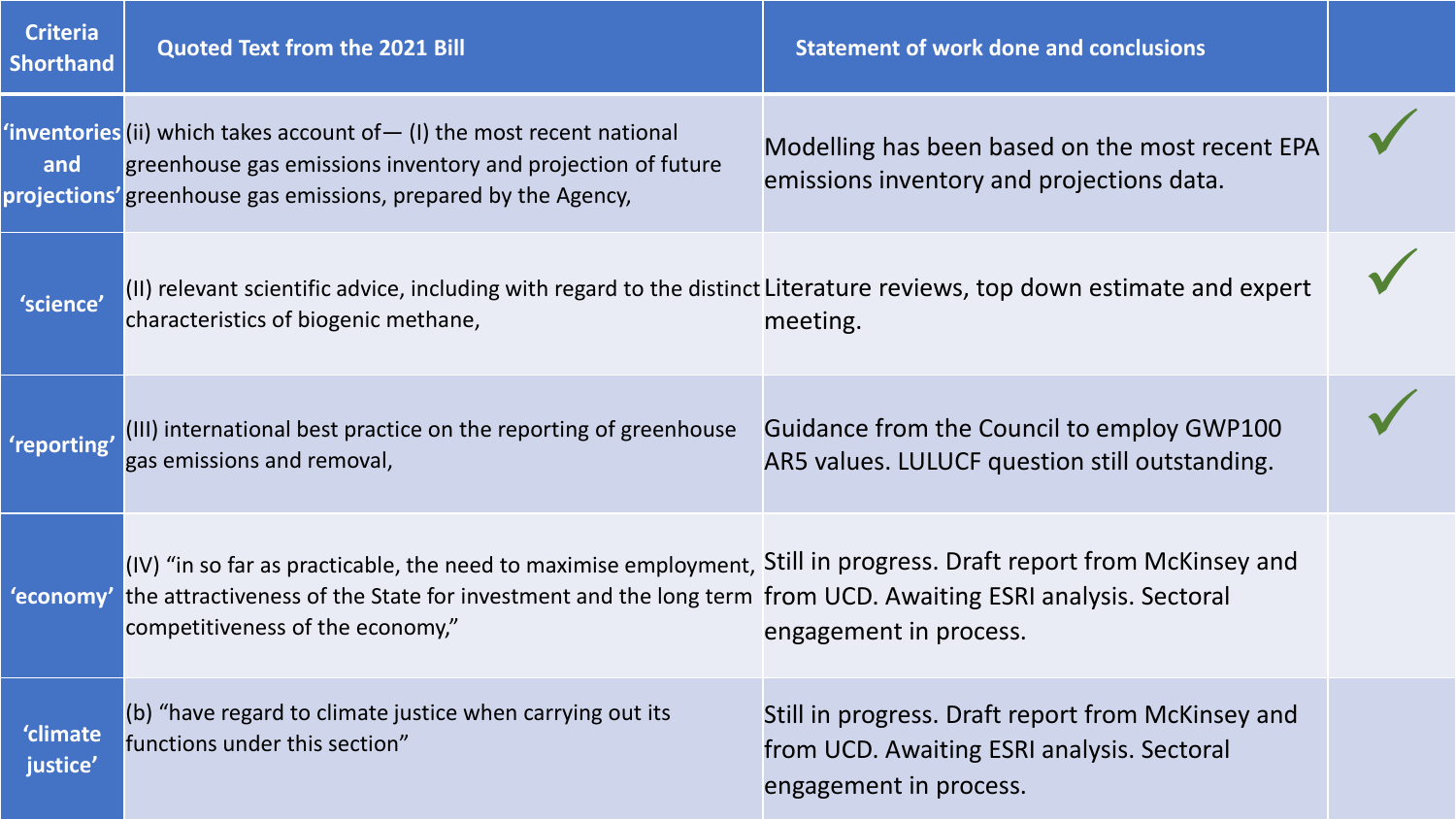| Criteria Shorthand | Quoted Text from the 2021 Bill | Statement of work done and conclusions | |
|---|---|---|---|
| 'inventories and projections' | (ii) which takes account of— (I) the most recent national greenhouse gas emissions inventory and projection of future greenhouse gas emissions, prepared by the Agency, | Modelling has been based on the most recent EPA emissions inventory and projections data. | ✓ |
| 'science' | (II) relevant scientific advice, including with regard to the distinct characteristics of biogenic methane, | Literature reviews, top down estimate and expert meeting. | ✓ |
| 'reporting' | (III) international best practice on the reporting of greenhouse gas emissions and removal, | Guidance from the Council to employ GWP100 AR5 values. LULUCF question still outstanding. | ✓ |
| 'economy' | (IV) "in so far as practicable, the need to maximise employment, the attractiveness of the State for investment and the long term competitiveness of the economy," | Still in progress. Draft report from McKinsey and from UCD. Awaiting ESRI analysis. Sectoral engagement in process. | |
| 'climate justice' | (b) "have regard to climate justice when carrying out its functions under this section" | Still in progress. Draft report from McKinsey and from UCD. Awaiting ESRI analysis. Sectoral engagement in process. | |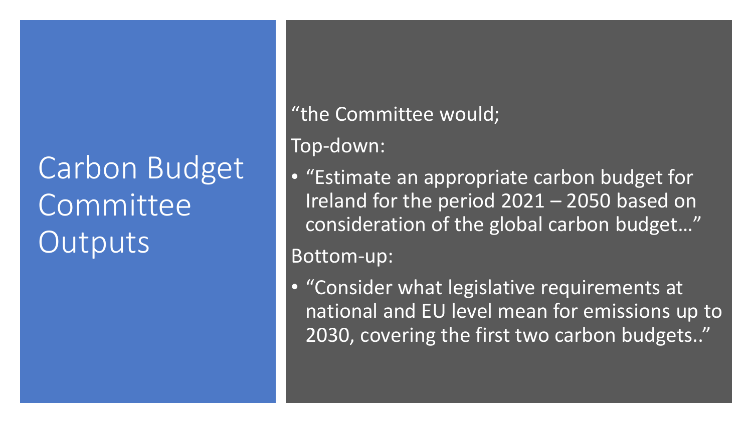# Carbon Budget Committee Outputs

"the Committee would;

Top-down:

- "Estimate an appropriate carbon budget for Ireland for the period 2021 – 2050 based on consideration of the global carbon budget…"

Bottom-up:

- "Consider what legislative requirements at national and EU level mean for emissions up to 2030, covering the first two carbon budgets.."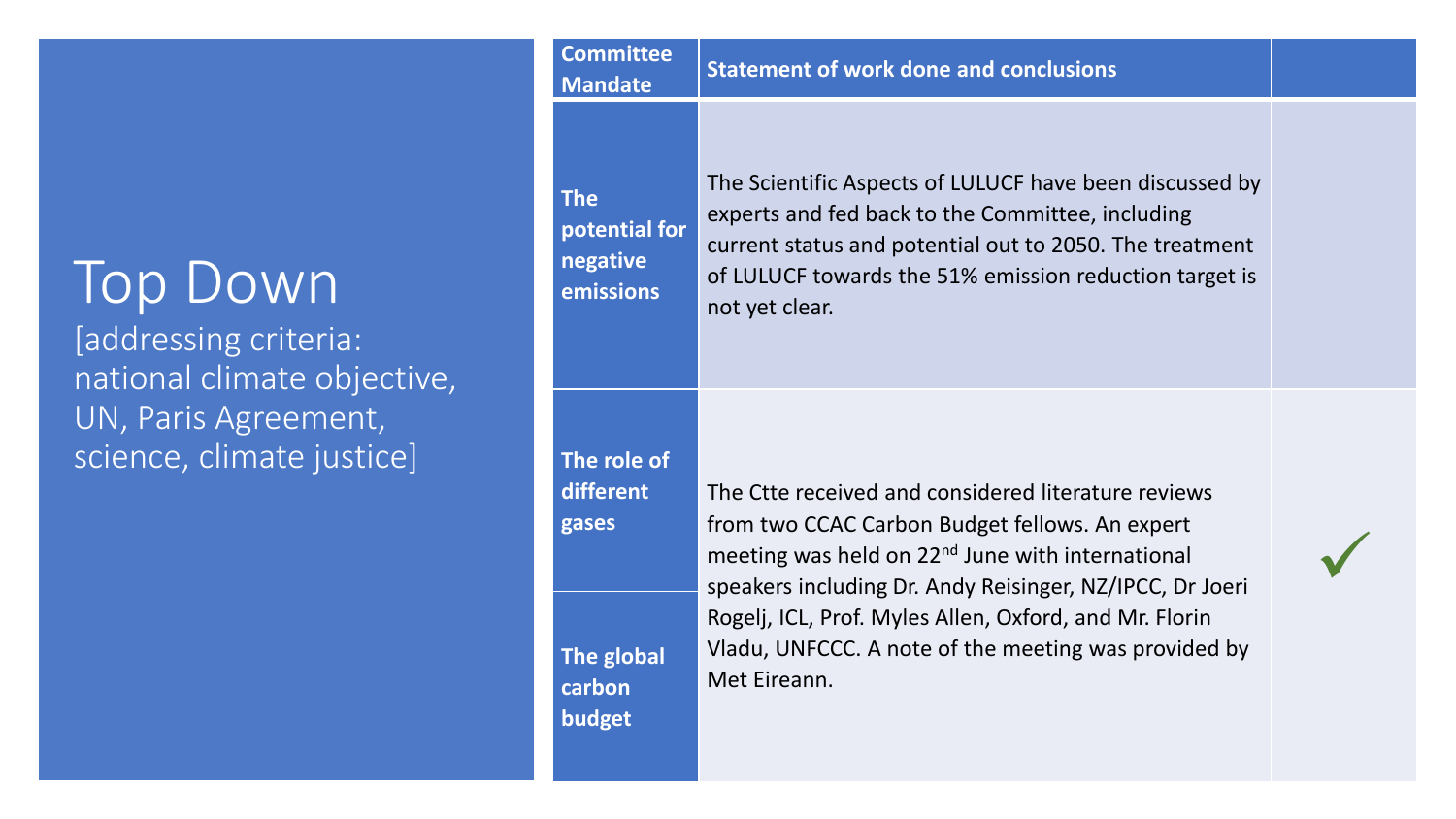# Top Down

[addressing criteria: national climate objective, UN, Paris Agreement, science, climate justice]

| Committee Mandate | Statement of work done and conclusions | |
|---|---|---|
| **The potential for negative emissions** | The Scientific Aspects of LULUCF have been discussed by experts and fed back to the Committee, including current status and potential out to 2050. The treatment of LULUCF towards the 51% emission reduction target is not yet clear. | |
| **The role of different gases** | The Ctte received and considered literature reviews from two CCAC Carbon Budget fellows. An expert meeting was held on 22nd June with international speakers including Dr. Andy Reisinger, NZ/IPCC, Dr Joeri Rogelj, ICL, Prof. Myles Allen, Oxford, and Mr. Florin Vladu, UNFCCC. A note of the meeting was provided by Met Eireann. | ✓ |
| **The global carbon budget** | | |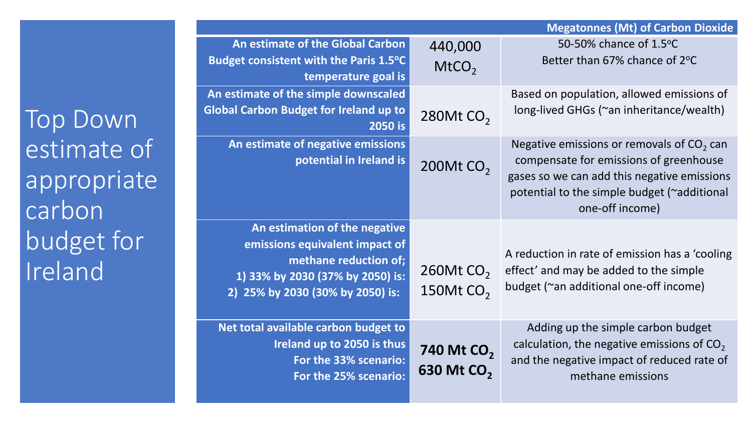# Top Down estimate of appropriate carbon budget for Ireland

| | | Megatonnes (Mt) of Carbon Dioxide |
|---|---|---|
| **An estimate of the Global Carbon Budget consistent with the Paris 1.5ºC temperature goal is** | 440,000 $MtCO_2$ | 50-50% chance of 1.5ºC<br>Better than 67% chance of 2ºC |
| **An estimate of the simple downscaled Global Carbon Budget for Ireland up to 2050 is** | 280Mt $CO_2$ | Based on population, allowed emissions of long-lived GHGs (~an inheritance/wealth) |
| **An estimate of negative emissions potential in Ireland is** | 200Mt $CO_2$ | Negative emissions or removals of $CO_2$ can compensate for emissions of greenhouse gases so we can add this negative emissions potential to the simple budget (~additional one-off income) |
| **An estimation of the negative emissions equivalent impact of methane reduction of;**<br>**1) 33% by 2030 (37% by 2050) is:**<br>**2) 25% by 2030 (30% by 2050) is:** | 260Mt $CO_2$<br>150Mt $CO_2$ | A reduction in rate of emission has a 'cooling effect' and may be added to the simple budget (~an additional one-off income) |
| **Net total available carbon budget to Ireland up to 2050 is thus**<br>**For the 33% scenario:**<br>**For the 25% scenario:** | **740 Mt $CO_2$**<br>**630 Mt $CO_2$** | Adding up the simple carbon budget calculation, the negative emissions of $CO_2$ and the negative impact of reduced rate of methane emissions |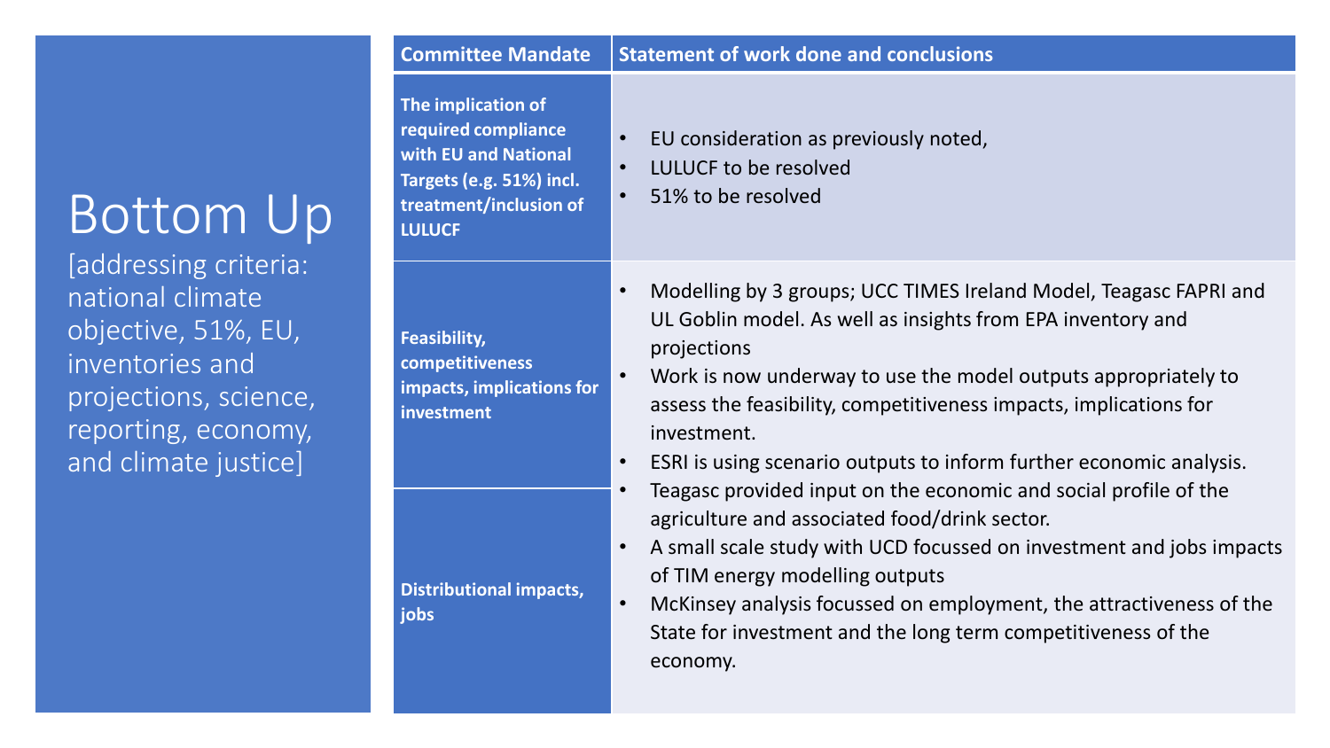# Bottom Up

[addressing criteria: national climate objective, 51%, EU, inventories and projections, science, reporting, economy, and climate justice]

| Committee Mandate | Statement of work done and conclusions |
|---|---|
| **The implication of required compliance with EU and National Targets (e.g. 51%) incl. treatment/inclusion of LULUCF** | • EU consideration as previously noted,<br>• LULUCF to be resolved<br>• 51% to be resolved |
| **Feasibility, competitiveness impacts, implications for investment** | • Modelling by 3 groups; UCC TIMES Ireland Model, Teagasc FAPRI and UL Goblin model. As well as insights from EPA inventory and projections<br>• Work is now underway to use the model outputs appropriately to assess the feasibility, competitiveness impacts, implications for investment.<br>• ESRI is using scenario outputs to inform further economic analysis. |
| **Distributional impacts, jobs** | • Teagasc provided input on the economic and social profile of the agriculture and associated food/drink sector.<br>• A small scale study with UCD focussed on investment and jobs impacts of TIM energy modelling outputs<br>• McKinsey analysis focussed on employment, the attractiveness of the State for investment and the long term competitiveness of the economy. |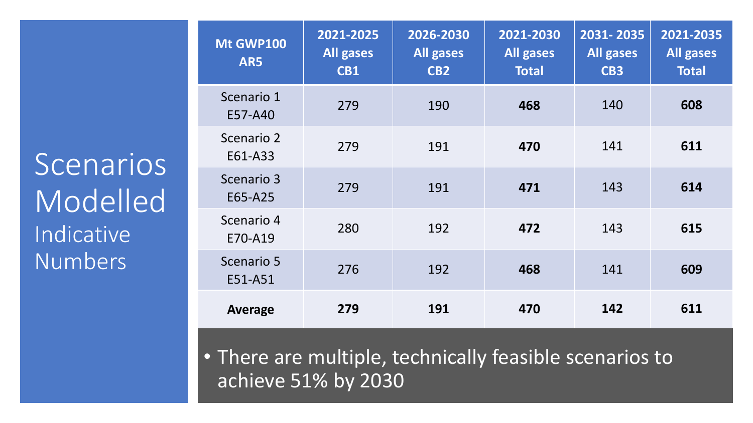# Scenarios Modelled

## Indicative Numbers

| Mt GWP100 AR5 | 2021-2025 All gases CB1 | 2026-2030 All gases CB2 | 2021-2030 All gases Total | 2031- 2035 All gases CB3 | 2021-2035 All gases Total |
|---|---|---|---|---|---|
| Scenario 1 E57-A40 | 279 | 190 | **468** | 140 | **608** |
| Scenario 2 E61-A33 | 279 | 191 | **470** | 141 | **611** |
| Scenario 3 E65-A25 | 279 | 191 | **471** | 143 | **614** |
| Scenario 4 E70-A19 | 280 | 192 | **472** | 143 | **615** |
| Scenario 5 E51-A51 | 276 | 192 | **468** | 141 | **609** |
| **Average** | **279** | **191** | **470** | **142** | **611** |

- There are multiple, technically feasible scenarios to achieve 51% by 2030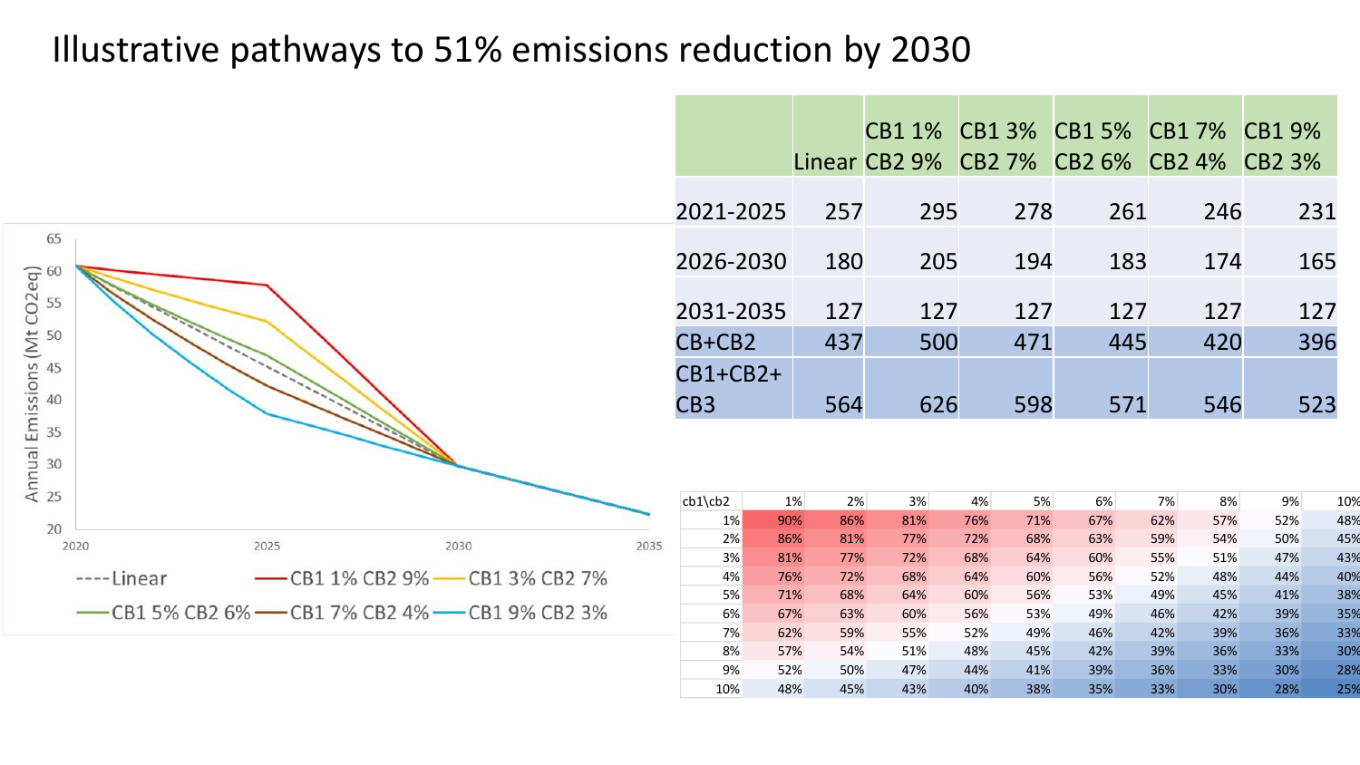# Illustrative pathways to 51% emissions reduction by 2030

| | Linear | CB1 1% CB2 9% | CB1 3% CB2 7% | CB1 5% CB2 6% | CB1 7% CB2 4% | CB1 9% CB2 3% |
|---|---|---|---|---|---|---|
| 2021-2025 | 257 | 295 | 278 | 261 | 246 | 231 |
| 2026-2030 | 180 | 205 | 194 | 183 | 174 | 165 |
| 2031-2035 | 127 | 127 | 127 | 127 | 127 | 127 |
| CB+CB2 | 437 | 500 | 471 | 445 | 420 | 396 |
| CB1+CB2+ CB3 | 564 | 626 | 598 | 571 | 546 | 523 |

Annual Emissions (Mt CO2eq)

----Linear — CB1 1% CB2 9% — CB1 3% CB2 7% — CB1 5% CB2 6% — CB1 7% CB2 4% — CB1 9% CB2 3%

| cb1\cb2 | 1% | 2% | 3% | 4% | 5% | 6% | 7% | 8% | 9% | 10% |
|---|---|---|---|---|---|---|---|---|---|---|
| 1% | 90% | 86% | 81% | 76% | 71% | 67% | 62% | 57% | 52% | 48% |
| 2% | 86% | 81% | 77% | 72% | 68% | 63% | 59% | 54% | 50% | 45% |
| 3% | 81% | 77% | 72% | 68% | 64% | 60% | 55% | 51% | 47% | 43% |
| 4% | 76% | 72% | 68% | 64% | 60% | 56% | 52% | 48% | 44% | 40% |
| 5% | 71% | 68% | 64% | 60% | 56% | 53% | 49% | 45% | 41% | 38% |
| 6% | 67% | 63% | 60% | 56% | 53% | 49% | 46% | 42% | 39% | 35% |
| 7% | 62% | 59% | 55% | 52% | 49% | 46% | 42% | 39% | 36% | 33% |
| 8% | 57% | 54% | 51% | 48% | 45% | 42% | 39% | 36% | 33% | 30% |
| 9% | 52% | 50% | 47% | 44% | 41% | 39% | 36% | 33% | 30% | 28% |
| 10% | 48% | 45% | 43% | 40% | 38% | 35% | 33% | 30% | 28% | 25% |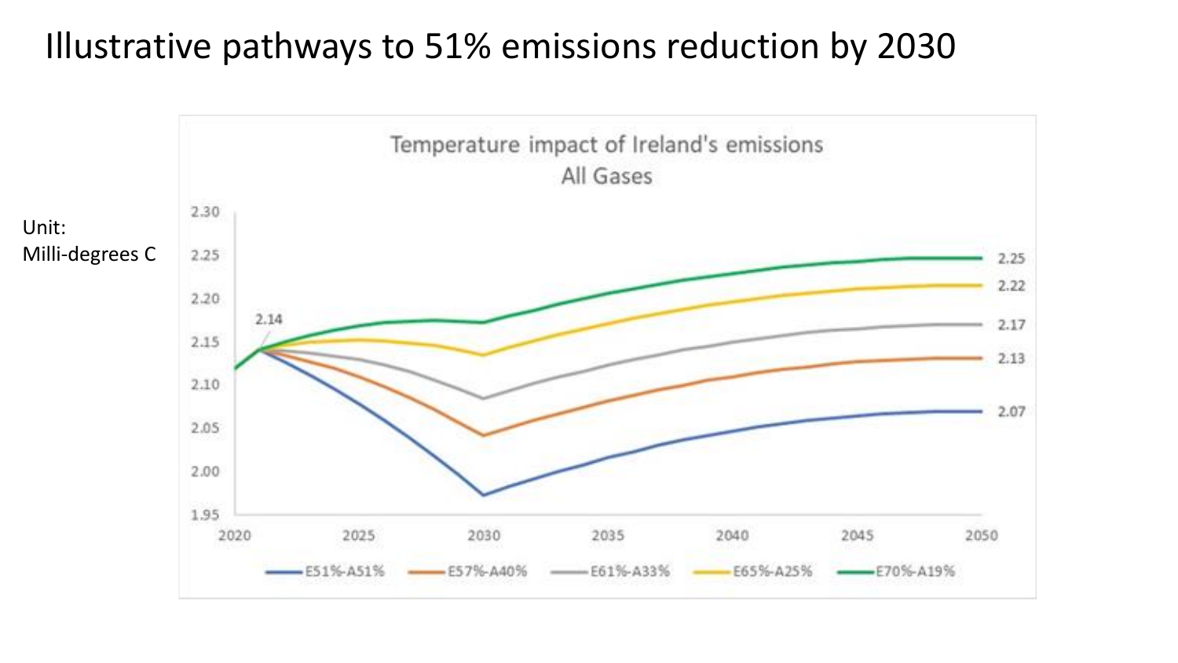# Illustrative pathways to 51% emissions reduction by 2030

Unit:
Milli-degrees C

Temperature impact of Ireland's emissions
All Gases

| Pathway | 2050 value |
|---|---|
| E51%-A51% | 2.07 |
| E57%-A40% | 2.13 |
| E61%-A33% | 2.17 |
| E65%-A25% | 2.22 |
| E70%-A19% | 2.25 |

2021 value: 2.14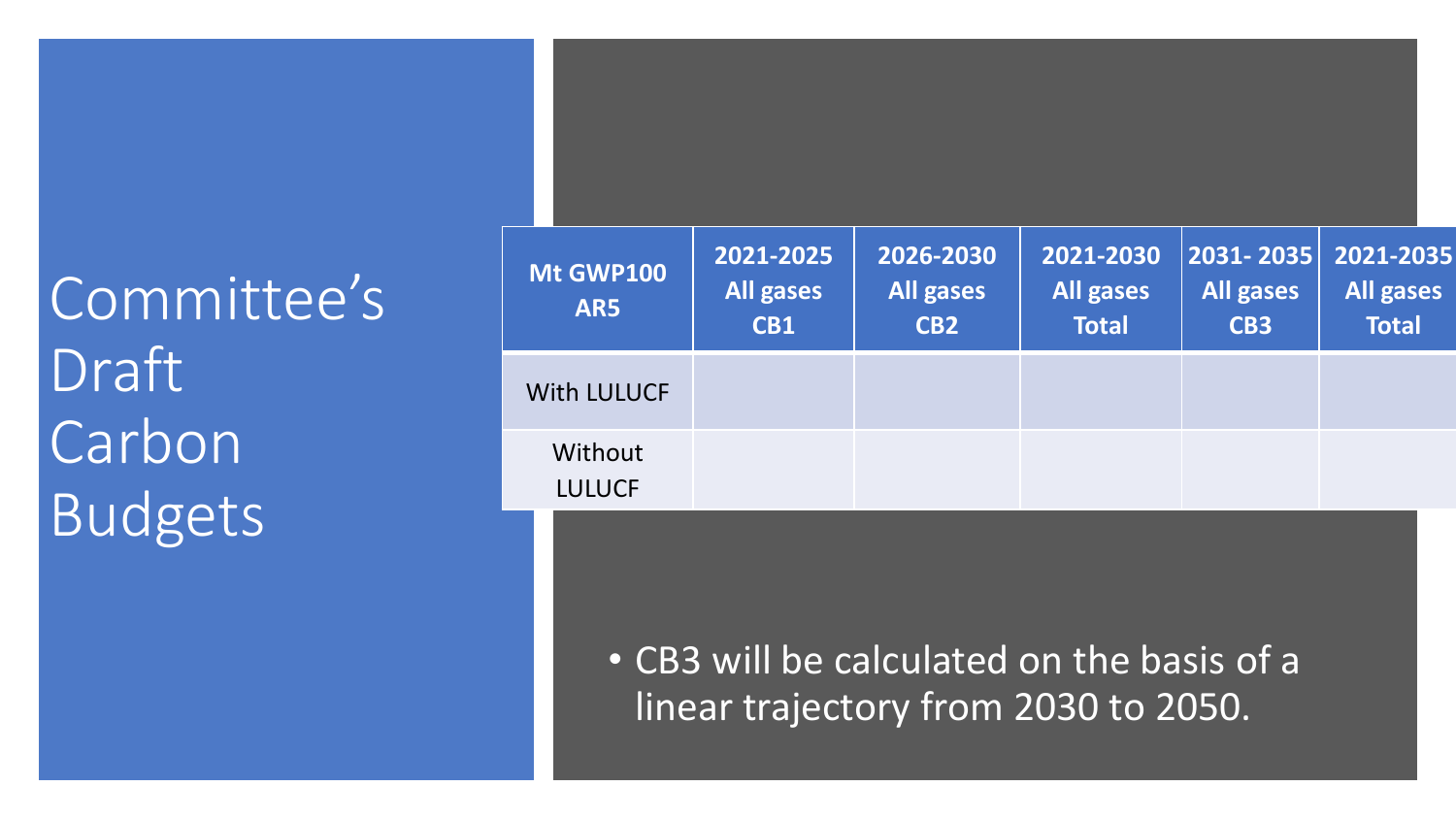# Committee's Draft Carbon Budgets

| Mt GWP100 AR5 | 2021-2025 All gases CB1 | 2026-2030 All gases CB2 | 2021-2030 All gases Total | 2031- 2035 All gases CB3 | 2021-2035 All gases Total |
|---|---|---|---|---|---|
| With LULUCF | | | | | |
| Without LULUCF | | | | | |

- CB3 will be calculated on the basis of a linear trajectory from 2030 to 2050.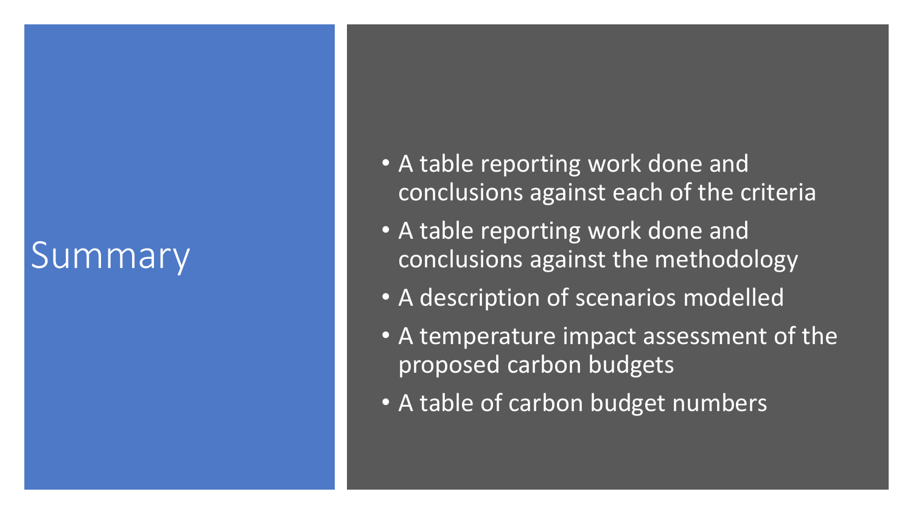# Summary

- A table reporting work done and conclusions against each of the criteria
- A table reporting work done and conclusions against the methodology
- A description of scenarios modelled
- A temperature impact assessment of the proposed carbon budgets
- A table of carbon budget numbers